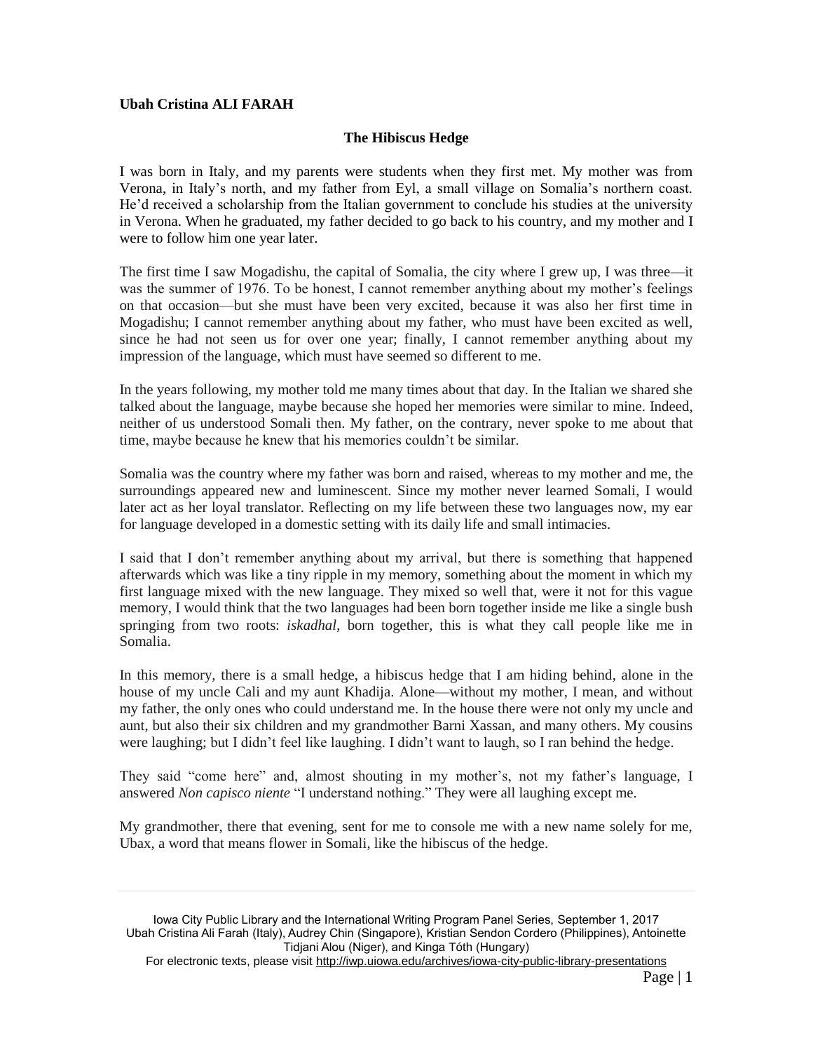**Ubah Cristina ALI FARAH**

## The Hibiscus Hedge

I was born in Italy, and my parents were students when they first met. My mother was from Verona, in Italy's north, and my father from Eyl, a small village on Somalia's northern coast. He'd received a scholarship from the Italian government to conclude his studies at the university in Verona. When he graduated, my father decided to go back to his country, and my mother and I were to follow him one year later.

The first time I saw Mogadishu, the capital of Somalia, the city where I grew up, I was three—it was the summer of 1976. To be honest, I cannot remember anything about my mother's feelings on that occasion—but she must have been very excited, because it was also her first time in Mogadishu; I cannot remember anything about my father, who must have been excited as well, since he had not seen us for over one year; finally, I cannot remember anything about my impression of the language, which must have seemed so different to me.

In the years following, my mother told me many times about that day. In the Italian we shared she talked about the language, maybe because she hoped her memories were similar to mine. Indeed, neither of us understood Somali then. My father, on the contrary, never spoke to me about that time, maybe because he knew that his memories couldn't be similar.

Somalia was the country where my father was born and raised, whereas to my mother and me, the surroundings appeared new and luminescent. Since my mother never learned Somali, I would later act as her loyal translator. Reflecting on my life between these two languages now, my ear for language developed in a domestic setting with its daily life and small intimacies.

I said that I don't remember anything about my arrival, but there is something that happened afterwards which was like a tiny ripple in my memory, something about the moment in which my first language mixed with the new language. They mixed so well that, were it not for this vague memory, I would think that the two languages had been born together inside me like a single bush springing from two roots: *iskadhal*, born together, this is what they call people like me in Somalia.

In this memory, there is a small hedge, a hibiscus hedge that I am hiding behind, alone in the house of my uncle Cali and my aunt Khadija. Alone—without my mother, I mean, and without my father, the only ones who could understand me. In the house there were not only my uncle and aunt, but also their six children and my grandmother Barni Xassan, and many others. My cousins were laughing; but I didn't feel like laughing. I didn't want to laugh, so I ran behind the hedge.

They said "come here" and, almost shouting in my mother's, not my father's language, I answered *Non capisco niente* "I understand nothing." They were all laughing except me.

My grandmother, there that evening, sent for me to console me with a new name solely for me, Ubax, a word that means flower in Somali, like the hibiscus of the hedge.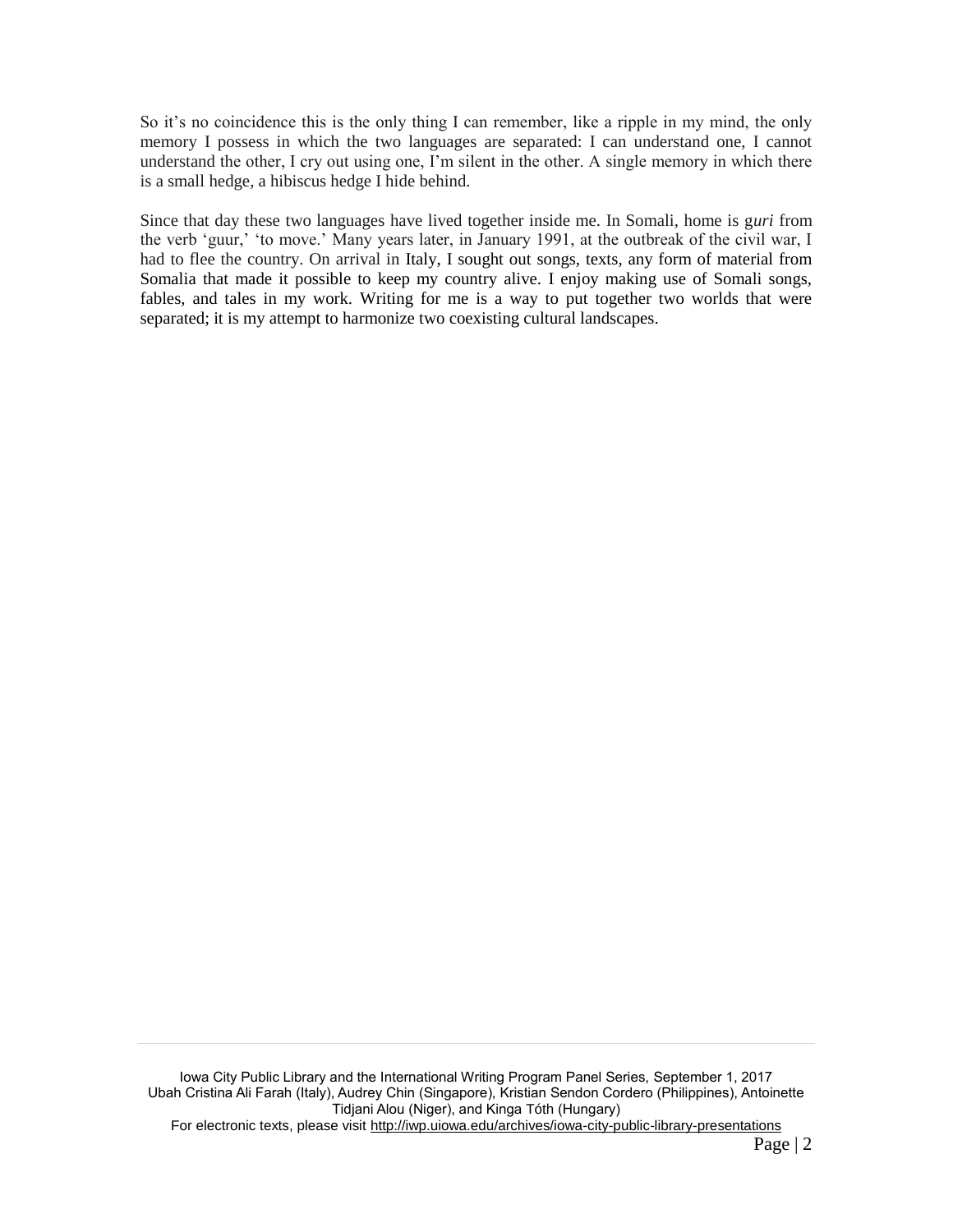So it's no coincidence this is the only thing I can remember, like a ripple in my mind, the only memory I possess in which the two languages are separated: I can understand one, I cannot understand the other, I cry out using one, I'm silent in the other. A single memory in which there is a small hedge, a hibiscus hedge I hide behind.

Since that day these two languages have lived together inside me. In Somali, home is g*uri* from the verb 'guur,' 'to move.' Many years later, in January 1991, at the outbreak of the civil war, I had to flee the country. On arrival in Italy, I sought out songs, texts, any form of material from Somalia that made it possible to keep my country alive. I enjoy making use of Somali songs, fables, and tales in my work. Writing for me is a way to put together two worlds that were separated; it is my attempt to harmonize two coexisting cultural landscapes.